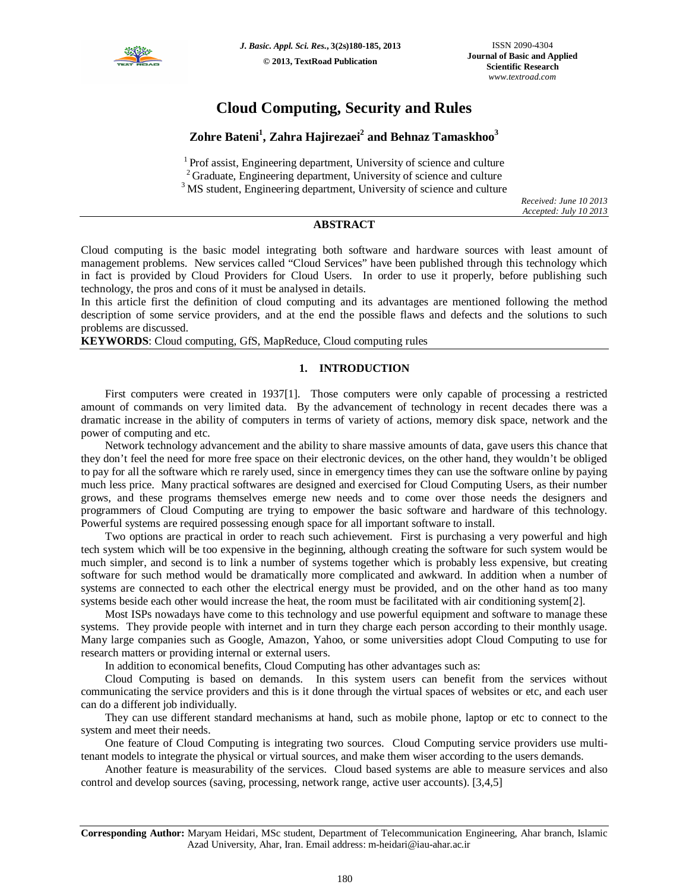# Cloud Computing, Security and Rules

**Zohre Bateni[1], Zahra Hajirezaei[2] and Behnaz Tamaskhoo[3]**

[1] Prof assist, Engineering department, University of science and culture
[2] Graduate, Engineering department, University of science and culture
[3] MS student, Engineering department, University of science and culture

*Received: June 10 2013*
*Accepted: July 10 2013*

## ABSTRACT

Cloud computing is the basic model integrating both software and hardware sources with least amount of management problems. New services called "Cloud Services" have been published through this technology which in fact is provided by Cloud Providers for Cloud Users. In order to use it properly, before publishing such technology, the pros and cons of it must be analysed in details.

In this article first the definition of cloud computing and its advantages are mentioned following the method description of some service providers, and at the end the possible flaws and defects and the solutions to such problems are discussed.

**KEYWORDS**: Cloud computing, GfS, MapReduce, Cloud computing rules

## 1. INTRODUCTION

First computers were created in 1937[1]. Those computers were only capable of processing a restricted amount of commands on very limited data. By the advancement of technology in recent decades there was a dramatic increase in the ability of computers in terms of variety of actions, memory disk space, network and the power of computing and etc.

Network technology advancement and the ability to share massive amounts of data, gave users this chance that they don't feel the need for more free space on their electronic devices, on the other hand, they wouldn't be obliged to pay for all the software which re rarely used, since in emergency times they can use the software online by paying much less price. Many practical softwares are designed and exercised for Cloud Computing Users, as their number grows, and these programs themselves emerge new needs and to come over those needs the designers and programmers of Cloud Computing are trying to empower the basic software and hardware of this technology. Powerful systems are required possessing enough space for all important software to install.

Two options are practical in order to reach such achievement. First is purchasing a very powerful and high tech system which will be too expensive in the beginning, although creating the software for such system would be much simpler, and second is to link a number of systems together which is probably less expensive, but creating software for such method would be dramatically more complicated and awkward. In addition when a number of systems are connected to each other the electrical energy must be provided, and on the other hand as too many systems beside each other would increase the heat, the room must be facilitated with air conditioning system[2].

Most ISPs nowadays have come to this technology and use powerful equipment and software to manage these systems. They provide people with internet and in turn they charge each person according to their monthly usage. Many large companies such as Google, Amazon, Yahoo, or some universities adopt Cloud Computing to use for research matters or providing internal or external users.

In addition to economical benefits, Cloud Computing has other advantages such as:

Cloud Computing is based on demands. In this system users can benefit from the services without communicating the service providers and this is it done through the virtual spaces of websites or etc, and each user can do a different job individually.

They can use different standard mechanisms at hand, such as mobile phone, laptop or etc to connect to the system and meet their needs.

One feature of Cloud Computing is integrating two sources. Cloud Computing service providers use multi-tenant models to integrate the physical or virtual sources, and make them wiser according to the users demands.

Another feature is measurability of the services. Cloud based systems are able to measure services and also control and develop sources (saving, processing, network range, active user accounts). [3,4,5]

**Corresponding Author:** Maryam Heidari, MSc student, Department of Telecommunication Engineering, Ahar branch, Islamic Azad University, Ahar, Iran. Email address: m-heidari@iau-ahar.ac.ir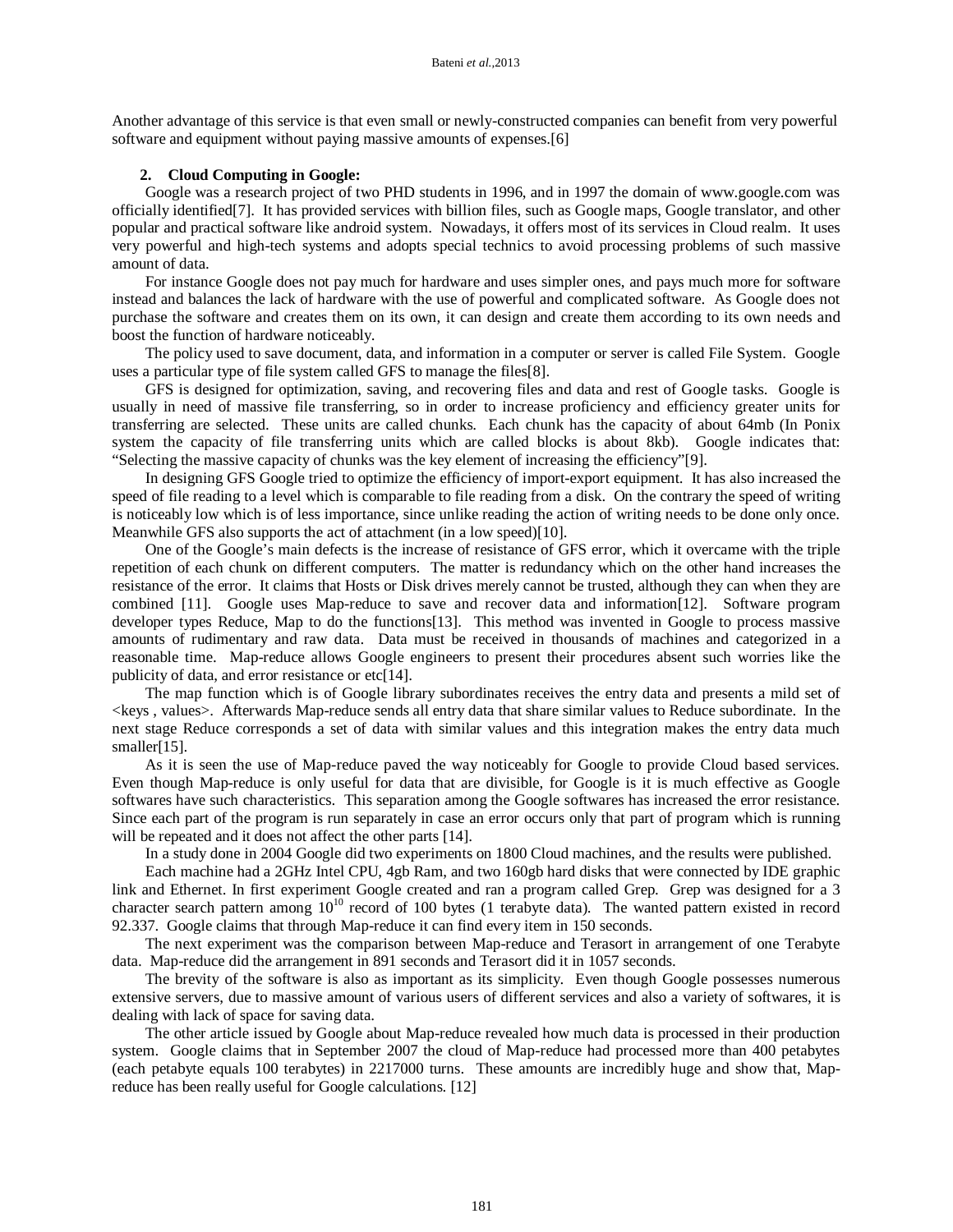Another advantage of this service is that even small or newly-constructed companies can benefit from very powerful software and equipment without paying massive amounts of expenses.[6]

## 2. Cloud Computing in Google:

Google was a research project of two PHD students in 1996, and in 1997 the domain of www.google.com was officially identified[7]. It has provided services with billion files, such as Google maps, Google translator, and other popular and practical software like android system. Nowadays, it offers most of its services in Cloud realm. It uses very powerful and high-tech systems and adopts special technics to avoid processing problems of such massive amount of data.

For instance Google does not pay much for hardware and uses simpler ones, and pays much more for software instead and balances the lack of hardware with the use of powerful and complicated software. As Google does not purchase the software and creates them on its own, it can design and create them according to its own needs and boost the function of hardware noticeably.

The policy used to save document, data, and information in a computer or server is called File System. Google uses a particular type of file system called GFS to manage the files[8].

GFS is designed for optimization, saving, and recovering files and data and rest of Google tasks. Google is usually in need of massive file transferring, so in order to increase proficiency and efficiency greater units for transferring are selected. These units are called chunks. Each chunk has the capacity of about 64mb (In Ponix system the capacity of file transferring units which are called blocks is about 8kb). Google indicates that: "Selecting the massive capacity of chunks was the key element of increasing the efficiency"[9].

In designing GFS Google tried to optimize the efficiency of import-export equipment. It has also increased the speed of file reading to a level which is comparable to file reading from a disk. On the contrary the speed of writing is noticeably low which is of less importance, since unlike reading the action of writing needs to be done only once. Meanwhile GFS also supports the act of attachment (in a low speed)[10].

One of the Google's main defects is the increase of resistance of GFS error, which it overcame with the triple repetition of each chunk on different computers. The matter is redundancy which on the other hand increases the resistance of the error. It claims that Hosts or Disk drives merely cannot be trusted, although they can when they are combined [11]. Google uses Map-reduce to save and recover data and information[12]. Software program developer types Reduce, Map to do the functions[13]. This method was invented in Google to process massive amounts of rudimentary and raw data. Data must be received in thousands of machines and categorized in a reasonable time. Map-reduce allows Google engineers to present their procedures absent such worries like the publicity of data, and error resistance or etc[14].

The map function which is of Google library subordinates receives the entry data and presents a mild set of <keys , values>. Afterwards Map-reduce sends all entry data that share similar values to Reduce subordinate. In the next stage Reduce corresponds a set of data with similar values and this integration makes the entry data much smaller[15].

As it is seen the use of Map-reduce paved the way noticeably for Google to provide Cloud based services. Even though Map-reduce is only useful for data that are divisible, for Google is it is much effective as Google softwares have such characteristics. This separation among the Google softwares has increased the error resistance. Since each part of the program is run separately in case an error occurs only that part of program which is running will be repeated and it does not affect the other parts [14].

In a study done in 2004 Google did two experiments on 1800 Cloud machines, and the results were published.

Each machine had a 2GHz Intel CPU, 4gb Ram, and two 160gb hard disks that were connected by IDE graphic link and Ethernet. In first experiment Google created and ran a program called Grep. Grep was designed for a 3 character search pattern among $10^{10}$ record of 100 bytes (1 terabyte data). The wanted pattern existed in record 92.337. Google claims that through Map-reduce it can find every item in 150 seconds.

The next experiment was the comparison between Map-reduce and Terasort in arrangement of one Terabyte data. Map-reduce did the arrangement in 891 seconds and Terasort did it in 1057 seconds.

The brevity of the software is also as important as its simplicity. Even though Google possesses numerous extensive servers, due to massive amount of various users of different services and also a variety of softwares, it is dealing with lack of space for saving data.

The other article issued by Google about Map-reduce revealed how much data is processed in their production system. Google claims that in September 2007 the cloud of Map-reduce had processed more than 400 petabytes (each petabyte equals 100 terabytes) in 2217000 turns. These amounts are incredibly huge and show that, Map-reduce has been really useful for Google calculations. [12]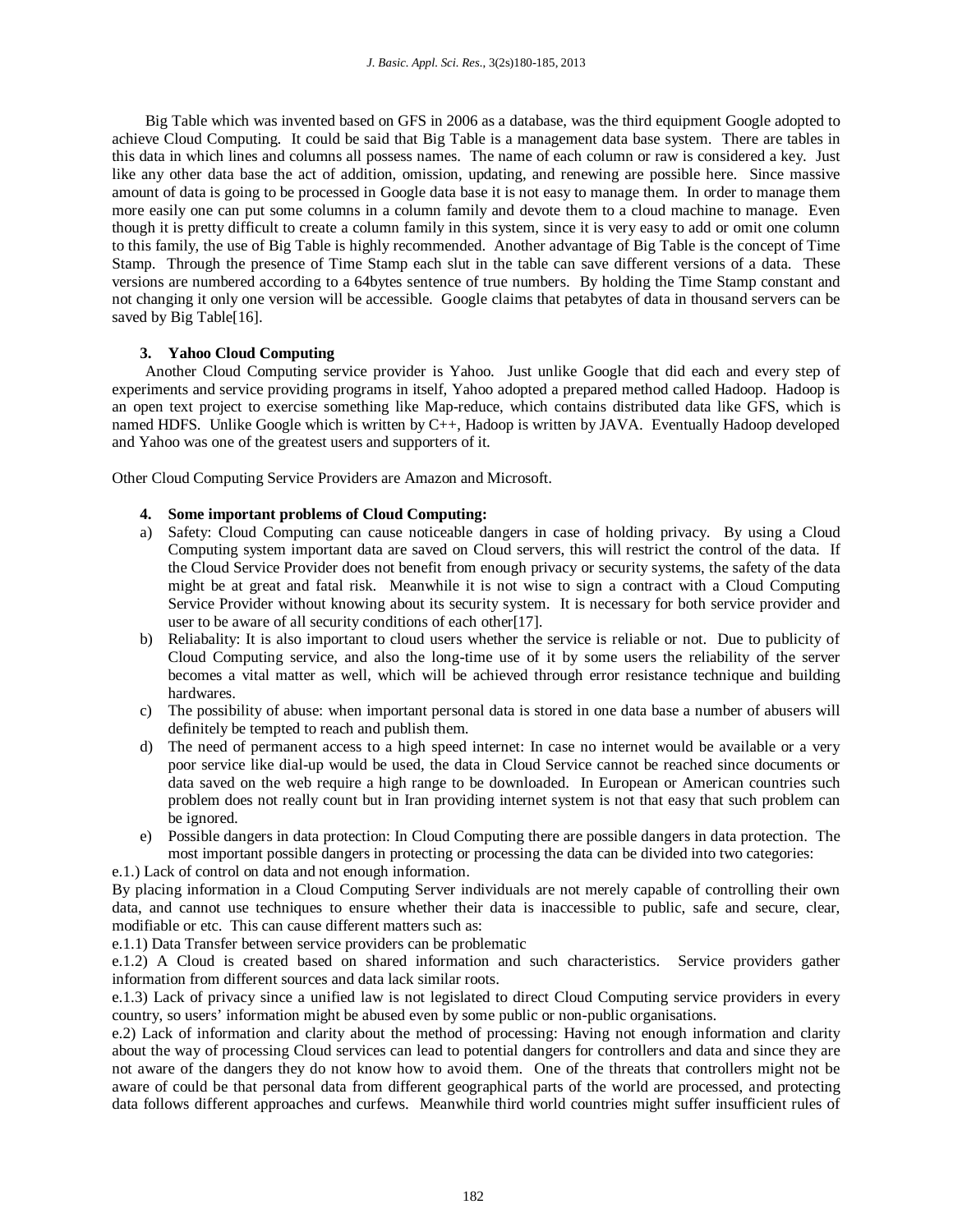Big Table which was invented based on GFS in 2006 as a database, was the third equipment Google adopted to achieve Cloud Computing. It could be said that Big Table is a management data base system. There are tables in this data in which lines and columns all possess names. The name of each column or raw is considered a key. Just like any other data base the act of addition, omission, updating, and renewing are possible here. Since massive amount of data is going to be processed in Google data base it is not easy to manage them. In order to manage them more easily one can put some columns in a column family and devote them to a cloud machine to manage. Even though it is pretty difficult to create a column family in this system, since it is very easy to add or omit one column to this family, the use of Big Table is highly recommended. Another advantage of Big Table is the concept of Time Stamp. Through the presence of Time Stamp each slut in the table can save different versions of a data. These versions are numbered according to a 64bytes sentence of true numbers. By holding the Time Stamp constant and not changing it only one version will be accessible. Google claims that petabytes of data in thousand servers can be saved by Big Table[16].

### 3. Yahoo Cloud Computing

Another Cloud Computing service provider is Yahoo. Just unlike Google that did each and every step of experiments and service providing programs in itself, Yahoo adopted a prepared method called Hadoop. Hadoop is an open text project to exercise something like Map-reduce, which contains distributed data like GFS, which is named HDFS. Unlike Google which is written by C++, Hadoop is written by JAVA. Eventually Hadoop developed and Yahoo was one of the greatest users and supporters of it.

Other Cloud Computing Service Providers are Amazon and Microsoft.

### 4. Some important problems of Cloud Computing:

a) Safety: Cloud Computing can cause noticeable dangers in case of holding privacy. By using a Cloud Computing system important data are saved on Cloud servers, this will restrict the control of the data. If the Cloud Service Provider does not benefit from enough privacy or security systems, the safety of the data might be at great and fatal risk. Meanwhile it is not wise to sign a contract with a Cloud Computing Service Provider without knowing about its security system. It is necessary for both service provider and user to be aware of all security conditions of each other[17].

b) Reliabality: It is also important to cloud users whether the service is reliable or not. Due to publicity of Cloud Computing service, and also the long-time use of it by some users the reliability of the server becomes a vital matter as well, which will be achieved through error resistance technique and building hardwares.

c) The possibility of abuse: when important personal data is stored in one data base a number of abusers will definitely be tempted to reach and publish them.

d) The need of permanent access to a high speed internet: In case no internet would be available or a very poor service like dial-up would be used, the data in Cloud Service cannot be reached since documents or data saved on the web require a high range to be downloaded. In European or American countries such problem does not really count but in Iran providing internet system is not that easy that such problem can be ignored.

e) Possible dangers in data protection: In Cloud Computing there are possible dangers in data protection. The most important possible dangers in protecting or processing the data can be divided into two categories:

e.1.) Lack of control on data and not enough information.

By placing information in a Cloud Computing Server individuals are not merely capable of controlling their own data, and cannot use techniques to ensure whether their data is inaccessible to public, safe and secure, clear, modifiable or etc. This can cause different matters such as:

e.1.1) Data Transfer between service providers can be problematic

e.1.2) A Cloud is created based on shared information and such characteristics. Service providers gather information from different sources and data lack similar roots.

e.1.3) Lack of privacy since a unified law is not legislated to direct Cloud Computing service providers in every country, so users' information might be abused even by some public or non-public organisations.

e.2) Lack of information and clarity about the method of processing: Having not enough information and clarity about the way of processing Cloud services can lead to potential dangers for controllers and data and since they are not aware of the dangers they do not know how to avoid them. One of the threats that controllers might not be aware of could be that personal data from different geographical parts of the world are processed, and protecting data follows different approaches and curfews. Meanwhile third world countries might suffer insufficient rules of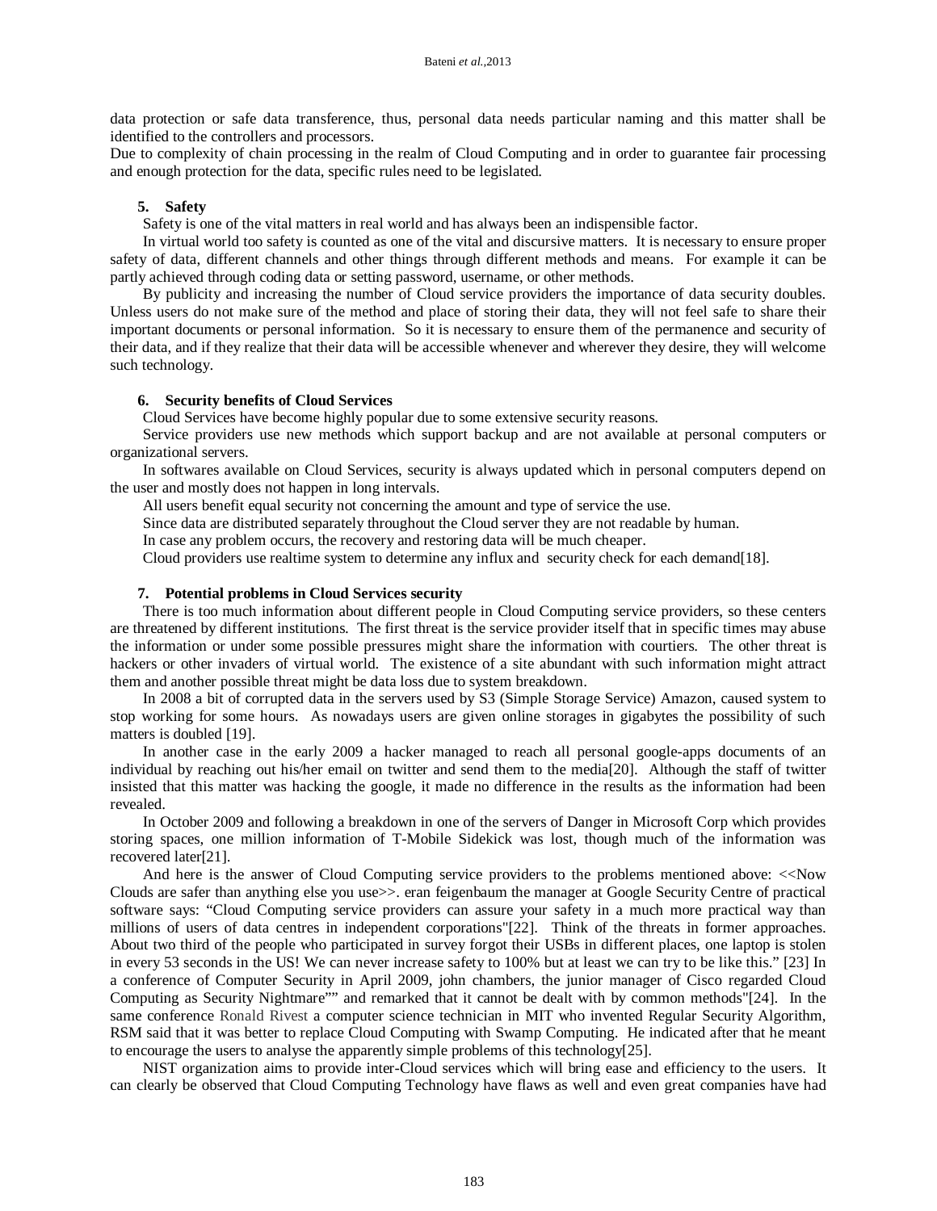data protection or safe data transference, thus, personal data needs particular naming and this matter shall be identified to the controllers and processors.

Due to complexity of chain processing in the realm of Cloud Computing and in order to guarantee fair processing and enough protection for the data, specific rules need to be legislated.

## 5. Safety

Safety is one of the vital matters in real world and has always been an indispensible factor.

In virtual world too safety is counted as one of the vital and discursive matters. It is necessary to ensure proper safety of data, different channels and other things through different methods and means. For example it can be partly achieved through coding data or setting password, username, or other methods.

By publicity and increasing the number of Cloud service providers the importance of data security doubles. Unless users do not make sure of the method and place of storing their data, they will not feel safe to share their important documents or personal information. So it is necessary to ensure them of the permanence and security of their data, and if they realize that their data will be accessible whenever and wherever they desire, they will welcome such technology.

## 6. Security benefits of Cloud Services

Cloud Services have become highly popular due to some extensive security reasons.

Service providers use new methods which support backup and are not available at personal computers or organizational servers.

In softwares available on Cloud Services, security is always updated which in personal computers depend on the user and mostly does not happen in long intervals.

All users benefit equal security not concerning the amount and type of service the use.

Since data are distributed separately throughout the Cloud server they are not readable by human.

In case any problem occurs, the recovery and restoring data will be much cheaper.

Cloud providers use realtime system to determine any influx and security check for each demand[18].

## 7. Potential problems in Cloud Services security

There is too much information about different people in Cloud Computing service providers, so these centers are threatened by different institutions. The first threat is the service provider itself that in specific times may abuse the information or under some possible pressures might share the information with courtiers. The other threat is hackers or other invaders of virtual world. The existence of a site abundant with such information might attract them and another possible threat might be data loss due to system breakdown.

In 2008 a bit of corrupted data in the servers used by S3 (Simple Storage Service) Amazon, caused system to stop working for some hours. As nowadays users are given online storages in gigabytes the possibility of such matters is doubled [19].

In another case in the early 2009 a hacker managed to reach all personal google-apps documents of an individual by reaching out his/her email on twitter and send them to the media[20]. Although the staff of twitter insisted that this matter was hacking the google, it made no difference in the results as the information had been revealed.

In October 2009 and following a breakdown in one of the servers of Danger in Microsoft Corp which provides storing spaces, one million information of T-Mobile Sidekick was lost, though much of the information was recovered later[21].

And here is the answer of Cloud Computing service providers to the problems mentioned above: <<Now Clouds are safer than anything else you use>>. eran feigenbaum the manager at Google Security Centre of practical software says: "Cloud Computing service providers can assure your safety in a much more practical way than millions of users of data centres in independent corporations"[22]. Think of the threats in former approaches. About two third of the people who participated in survey forgot their USBs in different places, one laptop is stolen in every 53 seconds in the US! We can never increase safety to 100% but at least we can try to be like this." [23] In a conference of Computer Security in April 2009, john chambers, the junior manager of Cisco regarded Cloud Computing as Security Nightmare"" and remarked that it cannot be dealt with by common methods"[24]. In the same conference Ronald Rivest a computer science technician in MIT who invented Regular Security Algorithm, RSM said that it was better to replace Cloud Computing with Swamp Computing. He indicated after that he meant to encourage the users to analyse the apparently simple problems of this technology[25].

NIST organization aims to provide inter-Cloud services which will bring ease and efficiency to the users. It can clearly be observed that Cloud Computing Technology have flaws as well and even great companies have had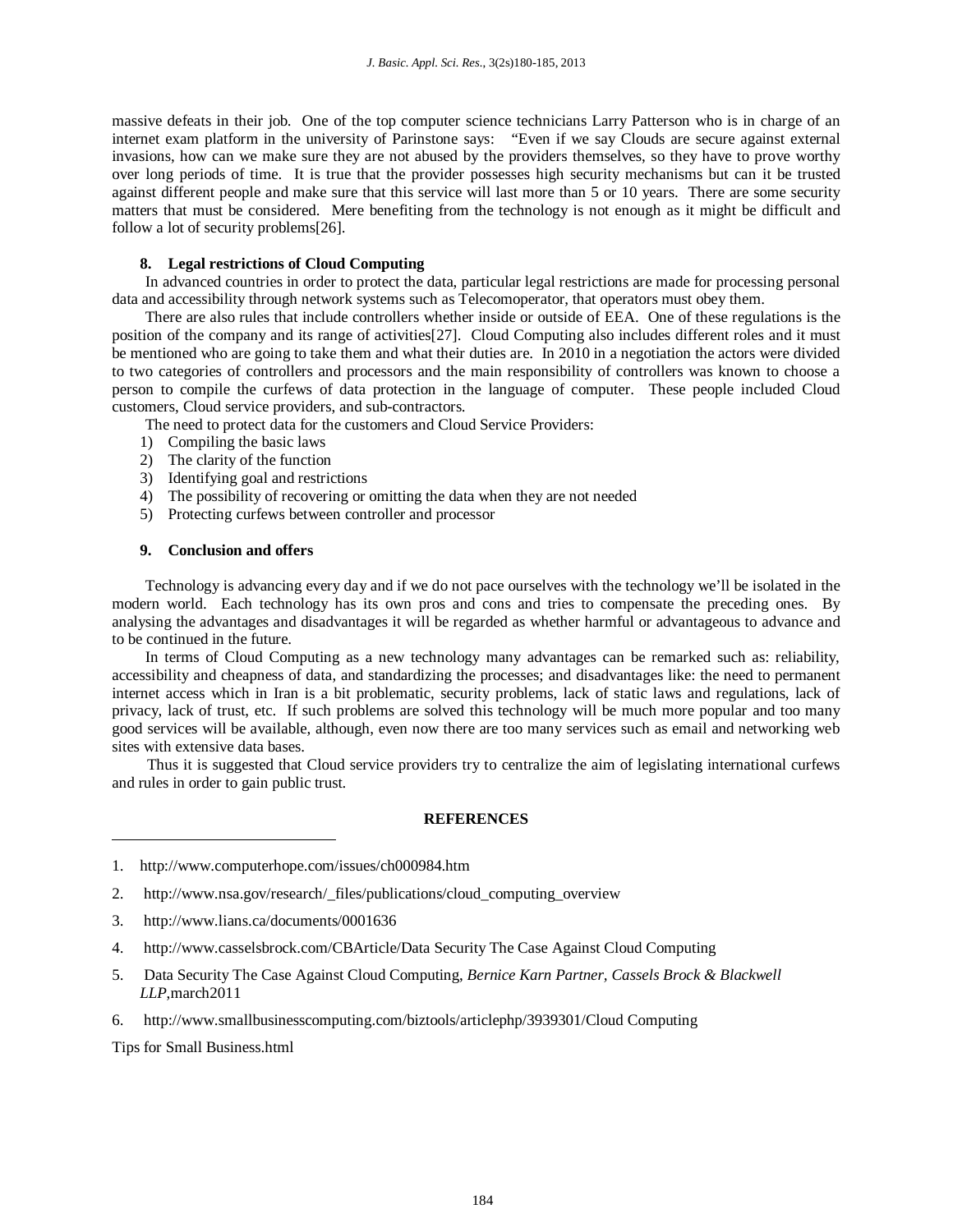massive defeats in their job. One of the top computer science technicians Larry Patterson who is in charge of an internet exam platform in the university of Parinstone says: "Even if we say Clouds are secure against external invasions, how can we make sure they are not abused by the providers themselves, so they have to prove worthy over long periods of time. It is true that the provider possesses high security mechanisms but can it be trusted against different people and make sure that this service will last more than 5 or 10 years. There are some security matters that must be considered. Mere benefiting from the technology is not enough as it might be difficult and follow a lot of security problems[26].

## 8. Legal restrictions of Cloud Computing

In advanced countries in order to protect the data, particular legal restrictions are made for processing personal data and accessibility through network systems such as Telecomoperator, that operators must obey them.

There are also rules that include controllers whether inside or outside of EEA. One of these regulations is the position of the company and its range of activities[27]. Cloud Computing also includes different roles and it must be mentioned who are going to take them and what their duties are. In 2010 in a negotiation the actors were divided to two categories of controllers and processors and the main responsibility of controllers was known to choose a person to compile the curfews of data protection in the language of computer. These people included Cloud customers, Cloud service providers, and sub-contractors.

The need to protect data for the customers and Cloud Service Providers:

1) Compiling the basic laws
2) The clarity of the function
3) Identifying goal and restrictions
4) The possibility of recovering or omitting the data when they are not needed
5) Protecting curfews between controller and processor

## 9. Conclusion and offers

Technology is advancing every day and if we do not pace ourselves with the technology we'll be isolated in the modern world. Each technology has its own pros and cons and tries to compensate the preceding ones. By analysing the advantages and disadvantages it will be regarded as whether harmful or advantageous to advance and to be continued in the future.

In terms of Cloud Computing as a new technology many advantages can be remarked such as: reliability, accessibility and cheapness of data, and standardizing the processes; and disadvantages like: the need to permanent internet access which in Iran is a bit problematic, security problems, lack of static laws and regulations, lack of privacy, lack of trust, etc. If such problems are solved this technology will be much more popular and too many good services will be available, although, even now there are too many services such as email and networking web sites with extensive data bases.

Thus it is suggested that Cloud service providers try to centralize the aim of legislating international curfews and rules in order to gain public trust.

## REFERENCES

1. http://www.computerhope.com/issues/ch000984.htm
2. http://www.nsa.gov/research/_files/publications/cloud_computing_overview
3. http://www.lians.ca/documents/0001636
4. http://www.casselsbrock.com/CBArticle/Data Security The Case Against Cloud Computing
5. Data Security The Case Against Cloud Computing, *Bernice Karn Partner, Cassels Brock & Blackwell LLP*,march2011
6. http://www.smallbusinesscomputing.com/biztools/articlephp/3939301/Cloud Computing

Tips for Small Business.html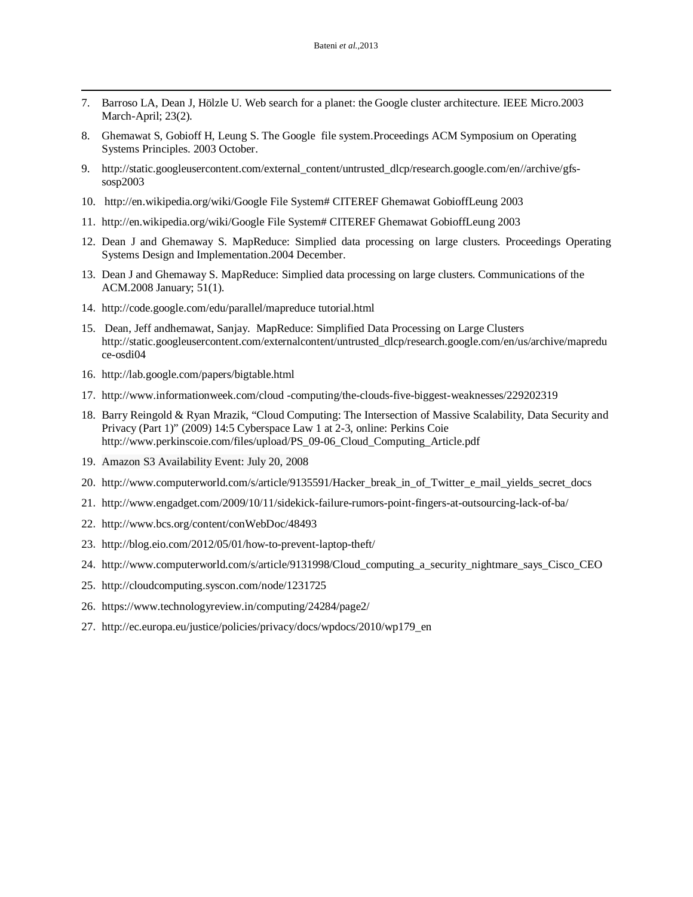7. Barroso LA, Dean J, Hölzle U. Web search for a planet: the Google cluster architecture. IEEE Micro.2003 March-April; 23(2).
8. Ghemawat S, Gobioff H, Leung S. The Google file system.Proceedings ACM Symposium on Operating Systems Principles. 2003 October.
9. http://static.googleusercontent.com/external_content/untrusted_dlcp/research.google.com/en//archive/gfs-sosp2003
10. http://en.wikipedia.org/wiki/Google File System# CITEREF Ghemawat GobioffLeung 2003
11. http://en.wikipedia.org/wiki/Google File System# CITEREF Ghemawat GobioffLeung 2003
12. Dean J and Ghemaway S. MapReduce: Simplied data processing on large clusters. Proceedings Operating Systems Design and Implementation.2004 December.
13. Dean J and Ghemaway S. MapReduce: Simplied data processing on large clusters. Communications of the ACM.2008 January; 51(1).
14. http://code.google.com/edu/parallel/mapreduce tutorial.html
15. Dean, Jeff andhemawat, Sanjay. MapReduce: Simplified Data Processing on Large Clusters http://static.googleusercontent.com/externalcontent/untrusted_dlcp/research.google.com/en/us/archive/mapreduce-osdi04
16. http://lab.google.com/papers/bigtable.html
17. http://www.informationweek.com/cloud -computing/the-clouds-five-biggest-weaknesses/229202319
18. Barry Reingold & Ryan Mrazik, "Cloud Computing: The Intersection of Massive Scalability, Data Security and Privacy (Part 1)" (2009) 14:5 Cyberspace Law 1 at 2-3, online: Perkins Coie http://www.perkinscoie.com/files/upload/PS_09-06_Cloud_Computing_Article.pdf
19. Amazon S3 Availability Event: July 20, 2008
20. http://www.computerworld.com/s/article/9135591/Hacker_break_in_of_Twitter_e_mail_yields_secret_docs
21. http://www.engadget.com/2009/10/11/sidekick-failure-rumors-point-fingers-at-outsourcing-lack-of-ba/
22. http://www.bcs.org/content/conWebDoc/48493
23. http://blog.eio.com/2012/05/01/how-to-prevent-laptop-theft/
24. http://www.computerworld.com/s/article/9131998/Cloud_computing_a_security_nightmare_says_Cisco_CEO
25. http://cloudcomputing.syscon.com/node/1231725
26. https://www.technologyreview.in/computing/24284/page2/
27. http://ec.europa.eu/justice/policies/privacy/docs/wpdocs/2010/wp179_en